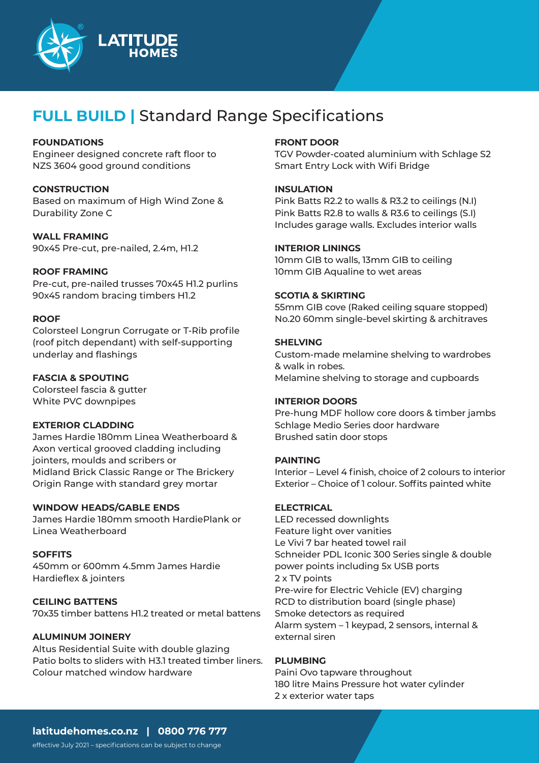# FULL BUILD | Standard Range Specifications

**FOUNDATIONS**
Engineer designed concrete raft floor to NZS 3604 good ground conditions

**CONSTRUCTION**
Based on maximum of High Wind Zone & Durability Zone C

**WALL FRAMING**
90x45 Pre-cut, pre-nailed, 2.4m, H1.2

**ROOF FRAMING**
Pre-cut, pre-nailed trusses 70x45 H1.2 purlins
90x45 random bracing timbers H1.2

**ROOF**
Colorsteel Longrun Corrugate or T-Rib profile (roof pitch dependant) with self-supporting underlay and flashings

**FASCIA & SPOUTING**
Colorsteel fascia & gutter
White PVC downpipes

**EXTERIOR CLADDING**
James Hardie 180mm Linea Weatherboard & Axon vertical grooved cladding including jointers, moulds and scribers or
Midland Brick Classic Range or The Brickery Origin Range with standard grey mortar

**WINDOW HEADS/GABLE ENDS**
James Hardie 180mm smooth HardiePlank or Linea Weatherboard

**SOFFITS**
450mm or 600mm 4.5mm James Hardie Hardieflex & jointers

**CEILING BATTENS**
70x35 timber battens H1.2 treated or metal battens

**ALUMINUM JOINERY**
Altus Residential Suite with double glazing
Patio bolts to sliders with H3.1 treated timber liners.
Colour matched window hardware

**FRONT DOOR**
TGV Powder-coated aluminium with Schlage S2 Smart Entry Lock with Wifi Bridge

**INSULATION**
Pink Batts R2.2 to walls & R3.2 to ceilings (N.I)
Pink Batts R2.8 to walls & R3.6 to ceilings (S.I)
Includes garage walls. Excludes interior walls

**INTERIOR LININGS**
10mm GIB to walls, 13mm GIB to ceiling
10mm GIB Aqualine to wet areas

**SCOTIA & SKIRTING**
55mm GIB cove (Raked ceiling square stopped)
No.20 60mm single-bevel skirting & architraves

**SHELVING**
Custom-made melamine shelving to wardrobes & walk in robes.
Melamine shelving to storage and cupboards

**INTERIOR DOORS**
Pre-hung MDF hollow core doors & timber jambs
Schlage Medio Series door hardware
Brushed satin door stops

**PAINTING**
Interior – Level 4 finish, choice of 2 colours to interior
Exterior – Choice of 1 colour. Soffits painted white

**ELECTRICAL**
LED recessed downlights
Feature light over vanities
Le Vivi 7 bar heated towel rail
Schneider PDL Iconic 300 Series single & double power points including 5x USB ports
2 x TV points
Pre-wire for Electric Vehicle (EV) charging
RCD to distribution board (single phase)
Smoke detectors as required
Alarm system – 1 keypad, 2 sensors, internal & external siren

**PLUMBING**
Paini Ovo tapware throughout
180 litre Mains Pressure hot water cylinder
2 x exterior water taps

**latitudehomes.co.nz | 0800 776 777**

effective July 2021 – specifications can be subject to change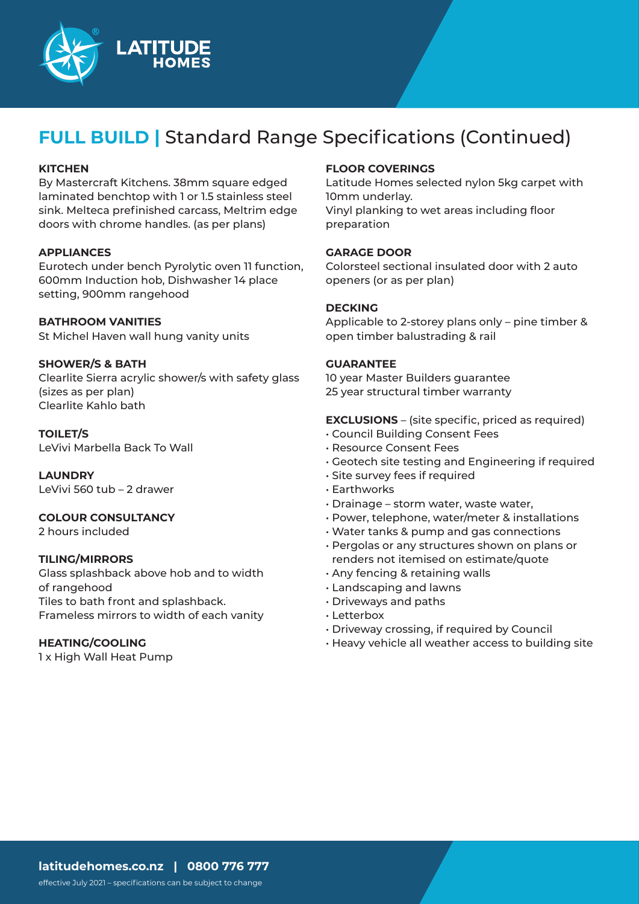# FULL BUILD | Standard Range Specifications (Continued)

**KITCHEN**
By Mastercraft Kitchens. 38mm square edged laminated benchtop with 1 or 1.5 stainless steel sink. Melteca prefinished carcass, Meltrim edge doors with chrome handles. (as per plans)

**APPLIANCES**
Eurotech under bench Pyrolytic oven 11 function, 600mm Induction hob, Dishwasher 14 place setting, 900mm rangehood

**BATHROOM VANITIES**
St Michel Haven wall hung vanity units

**SHOWER/S & BATH**
Clearlite Sierra acrylic shower/s with safety glass (sizes as per plan)
Clearlite Kahlo bath

**TOILET/S**
LeVivi Marbella Back To Wall

**LAUNDRY**
LeVivi 560 tub – 2 drawer

**COLOUR CONSULTANCY**
2 hours included

**TILING/MIRRORS**
Glass splashback above hob and to width of rangehood
Tiles to bath front and splashback.
Frameless mirrors to width of each vanity

**HEATING/COOLING**
1 x High Wall Heat Pump

**FLOOR COVERINGS**
Latitude Homes selected nylon 5kg carpet with 10mm underlay.
Vinyl planking to wet areas including floor preparation

**GARAGE DOOR**
Colorsteel sectional insulated door with 2 auto openers (or as per plan)

**DECKING**
Applicable to 2-storey plans only – pine timber & open timber balustrading & rail

**GUARANTEE**
10 year Master Builders guarantee
25 year structural timber warranty

**EXCLUSIONS** – (site specific, priced as required)

- Council Building Consent Fees
- Resource Consent Fees
- Geotech site testing and Engineering if required
- Site survey fees if required
- Earthworks
- Drainage – storm water, waste water,
- Power, telephone, water/meter & installations
- Water tanks & pump and gas connections
- Pergolas or any structures shown on plans or renders not itemised on estimate/quote
- Any fencing & retaining walls
- Landscaping and lawns
- Driveways and paths
- Letterbox
- Driveway crossing, if required by Council
- Heavy vehicle all weather access to building site

**latitudehomes.co.nz | 0800 776 777**

effective July 2021 – specifications can be subject to change